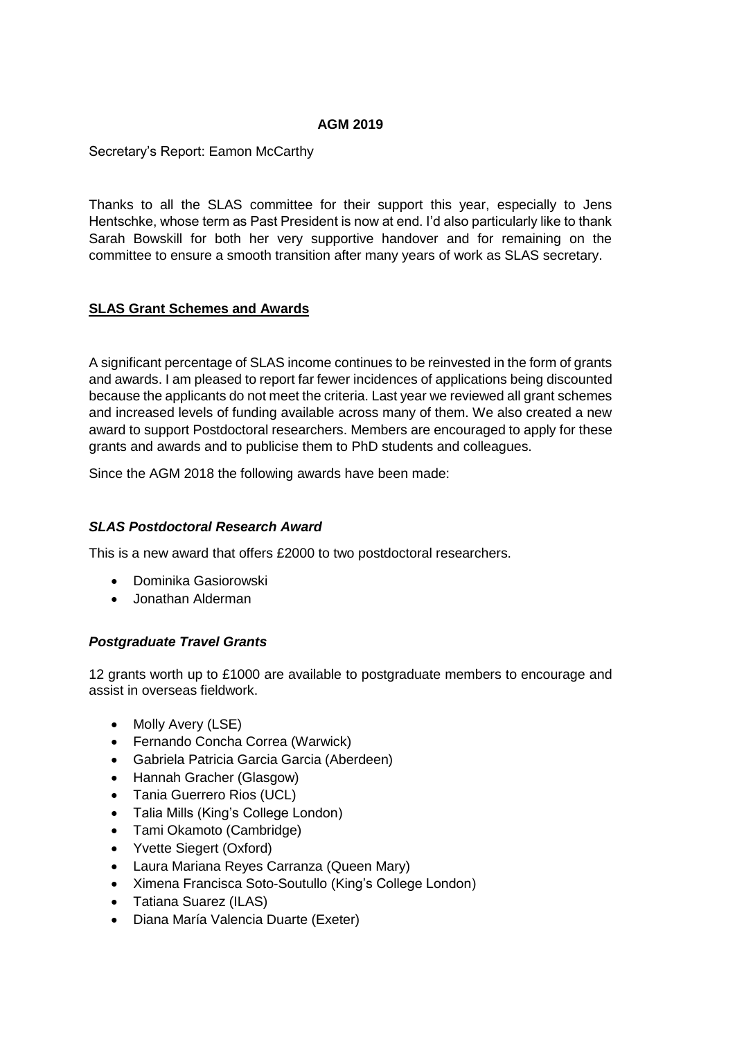**AGM 2019**

Secretary's Report: Eamon McCarthy

Thanks to all the SLAS committee for their support this year, especially to Jens Hentschke, whose term as Past President is now at end. I'd also particularly like to thank Sarah Bowskill for both her very supportive handover and for remaining on the committee to ensure a smooth transition after many years of work as SLAS secretary.

## SLAS Grant Schemes and Awards

A significant percentage of SLAS income continues to be reinvested in the form of grants and awards. I am pleased to report far fewer incidences of applications being discounted because the applicants do not meet the criteria. Last year we reviewed all grant schemes and increased levels of funding available across many of them. We also created a new award to support Postdoctoral researchers. Members are encouraged to apply for these grants and awards and to publicise them to PhD students and colleagues.

Since the AGM 2018 the following awards have been made:

### *SLAS Postdoctoral Research Award*

This is a new award that offers £2000 to two postdoctoral researchers.

- Dominika Gasiorowski
- Jonathan Alderman

### *Postgraduate Travel Grants*

12 grants worth up to £1000 are available to postgraduate members to encourage and assist in overseas fieldwork.

- Molly Avery (LSE)
- Fernando Concha Correa (Warwick)
- Gabriela Patricia Garcia Garcia (Aberdeen)
- Hannah Gracher (Glasgow)
- Tania Guerrero Rios (UCL)
- Talia Mills (King's College London)
- Tami Okamoto (Cambridge)
- Yvette Siegert (Oxford)
- Laura Mariana Reyes Carranza (Queen Mary)
- Ximena Francisca Soto-Soutullo (King's College London)
- Tatiana Suarez (ILAS)
- Diana María Valencia Duarte (Exeter)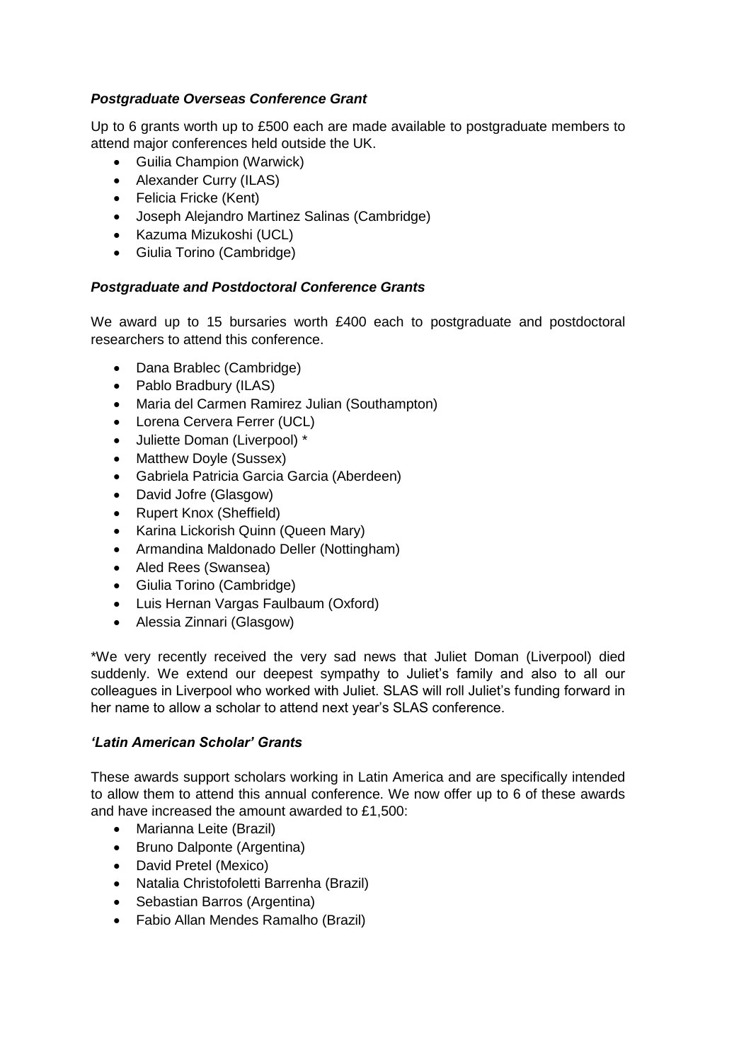### *Postgraduate Overseas Conference Grant*

Up to 6 grants worth up to £500 each are made available to postgraduate members to attend major conferences held outside the UK.

- Guilia Champion (Warwick)
- Alexander Curry (ILAS)
- Felicia Fricke (Kent)
- Joseph Alejandro Martinez Salinas (Cambridge)
- Kazuma Mizukoshi (UCL)
- Giulia Torino (Cambridge)

### *Postgraduate and Postdoctoral Conference Grants*

We award up to 15 bursaries worth £400 each to postgraduate and postdoctoral researchers to attend this conference.

- Dana Brablec (Cambridge)
- Pablo Bradbury (ILAS)
- Maria del Carmen Ramirez Julian (Southampton)
- Lorena Cervera Ferrer (UCL)
- Juliette Doman (Liverpool) *
- Matthew Doyle (Sussex)
- Gabriela Patricia Garcia Garcia (Aberdeen)
- David Jofre (Glasgow)
- Rupert Knox (Sheffield)
- Karina Lickorish Quinn (Queen Mary)
- Armandina Maldonado Deller (Nottingham)
- Aled Rees (Swansea)
- Giulia Torino (Cambridge)
- Luis Hernan Vargas Faulbaum (Oxford)
- Alessia Zinnari (Glasgow)

*We very recently received the very sad news that Juliet Doman (Liverpool) died suddenly. We extend our deepest sympathy to Juliet's family and also to all our colleagues in Liverpool who worked with Juliet. SLAS will roll Juliet's funding forward in her name to allow a scholar to attend next year's SLAS conference.

### *'Latin American Scholar' Grants*

These awards support scholars working in Latin America and are specifically intended to allow them to attend this annual conference. We now offer up to 6 of these awards and have increased the amount awarded to £1,500:

- Marianna Leite (Brazil)
- Bruno Dalponte (Argentina)
- David Pretel (Mexico)
- Natalia Christofoletti Barrenha (Brazil)
- Sebastian Barros (Argentina)
- Fabio Allan Mendes Ramalho (Brazil)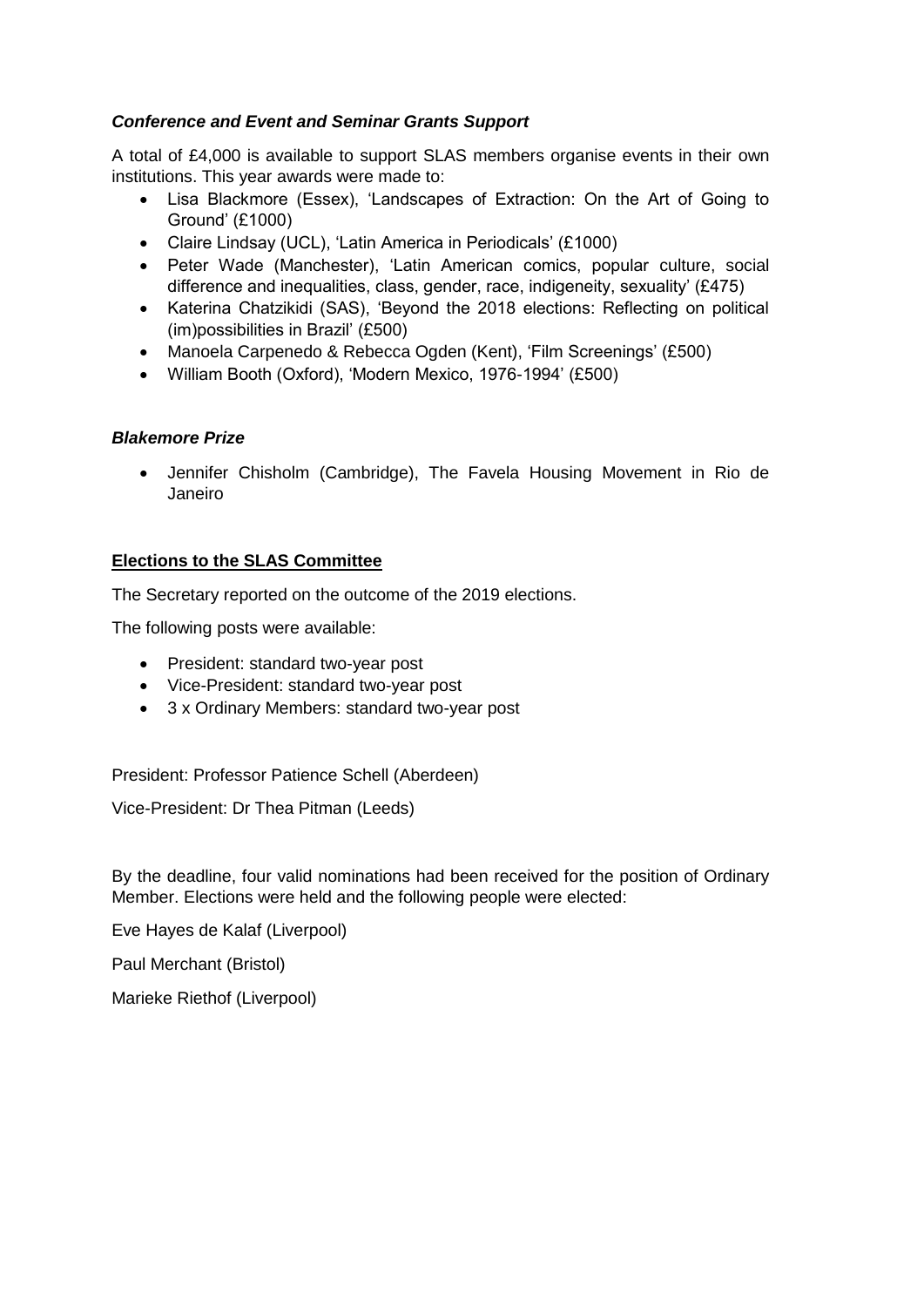***Conference and Event and Seminar Grants Support***

A total of £4,000 is available to support SLAS members organise events in their own institutions. This year awards were made to:

- Lisa Blackmore (Essex), 'Landscapes of Extraction: On the Art of Going to Ground' (£1000)
- Claire Lindsay (UCL), 'Latin America in Periodicals' (£1000)
- Peter Wade (Manchester), 'Latin American comics, popular culture, social difference and inequalities, class, gender, race, indigeneity, sexuality' (£475)
- Katerina Chatzikidi (SAS), 'Beyond the 2018 elections: Reflecting on political (im)possibilities in Brazil' (£500)
- Manoela Carpenedo & Rebecca Ogden (Kent), 'Film Screenings' (£500)
- William Booth (Oxford), 'Modern Mexico, 1976-1994' (£500)

***Blakemore Prize***

- Jennifer Chisholm (Cambridge), The Favela Housing Movement in Rio de Janeiro

**Elections to the SLAS Committee**

The Secretary reported on the outcome of the 2019 elections.

The following posts were available:

- President: standard two-year post
- Vice-President: standard two-year post
- 3 x Ordinary Members: standard two-year post

President: Professor Patience Schell (Aberdeen)

Vice-President: Dr Thea Pitman (Leeds)

By the deadline, four valid nominations had been received for the position of Ordinary Member. Elections were held and the following people were elected:

Eve Hayes de Kalaf (Liverpool)

Paul Merchant (Bristol)

Marieke Riethof (Liverpool)